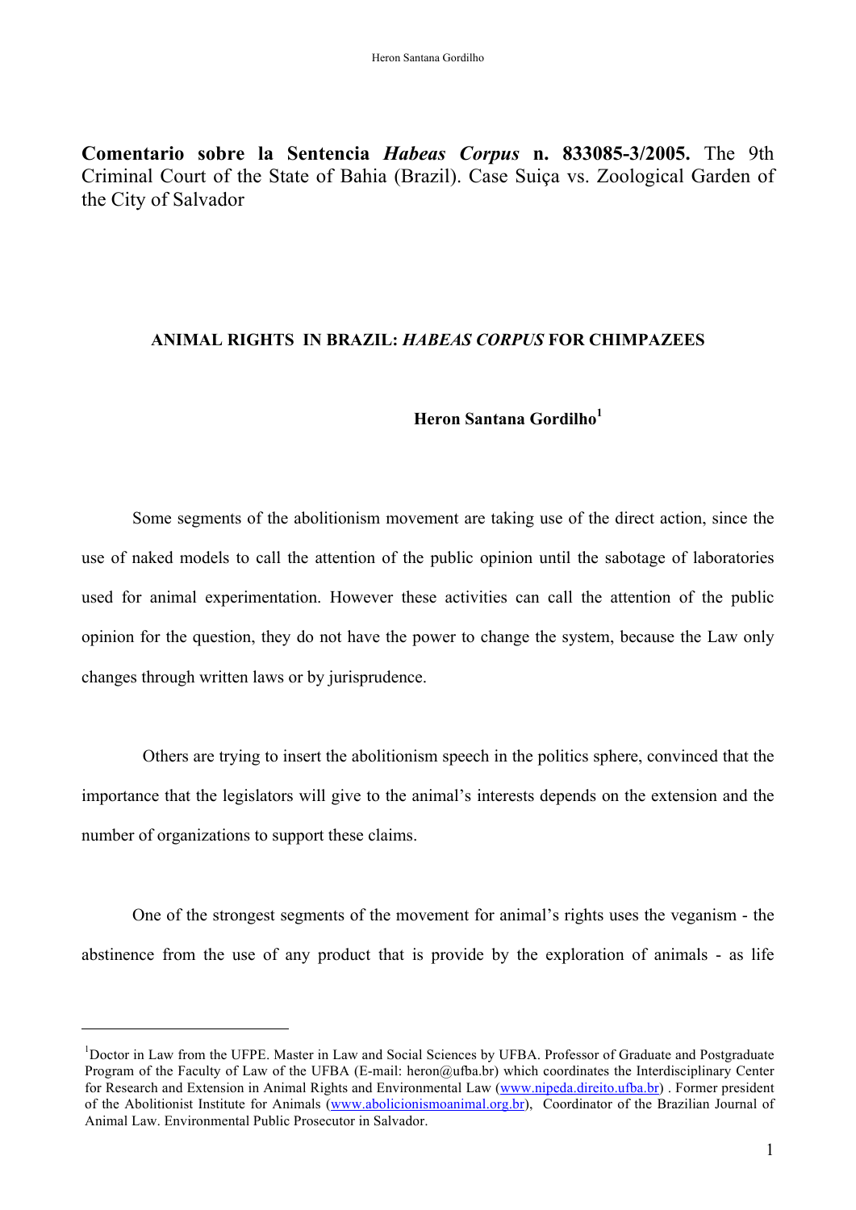**Comentario sobre la Sentencia *Habeas Corpus* n. 833085-3/2005.** The 9th Criminal Court of the State of Bahia (Brazil). Case Suiça vs. Zoological Garden of the City of Salvador

## ANIMAL RIGHTS IN BRAZIL: *HABEAS CORPUS* FOR CHIMPAZEES

**Heron Santana Gordilho**[1]

Some segments of the abolitionism movement are taking use of the direct action, since the use of naked models to call the attention of the public opinion until the sabotage of laboratories used for animal experimentation. However these activities can call the attention of the public opinion for the question, they do not have the power to change the system, because the Law only changes through written laws or by jurisprudence.

Others are trying to insert the abolitionism speech in the politics sphere, convinced that the importance that the legislators will give to the animal's interests depends on the extension and the number of organizations to support these claims.

One of the strongest segments of the movement for animal's rights uses the veganism - the abstinence from the use of any product that is provide by the exploration of animals - as life

---

[1]Doctor in Law from the UFPE. Master in Law and Social Sciences by UFBA. Professor of Graduate and Postgraduate Program of the Faculty of Law of the UFBA (E-mail: heron@ufba.br) which coordinates the Interdisciplinary Center for Research and Extension in Animal Rights and Environmental Law (www.nipeda.direito.ufba.br) . Former president of the Abolitionist Institute for Animals (www.abolicionismoanimal.org.br), Coordinator of the Brazilian Journal of Animal Law. Environmental Public Prosecutor in Salvador.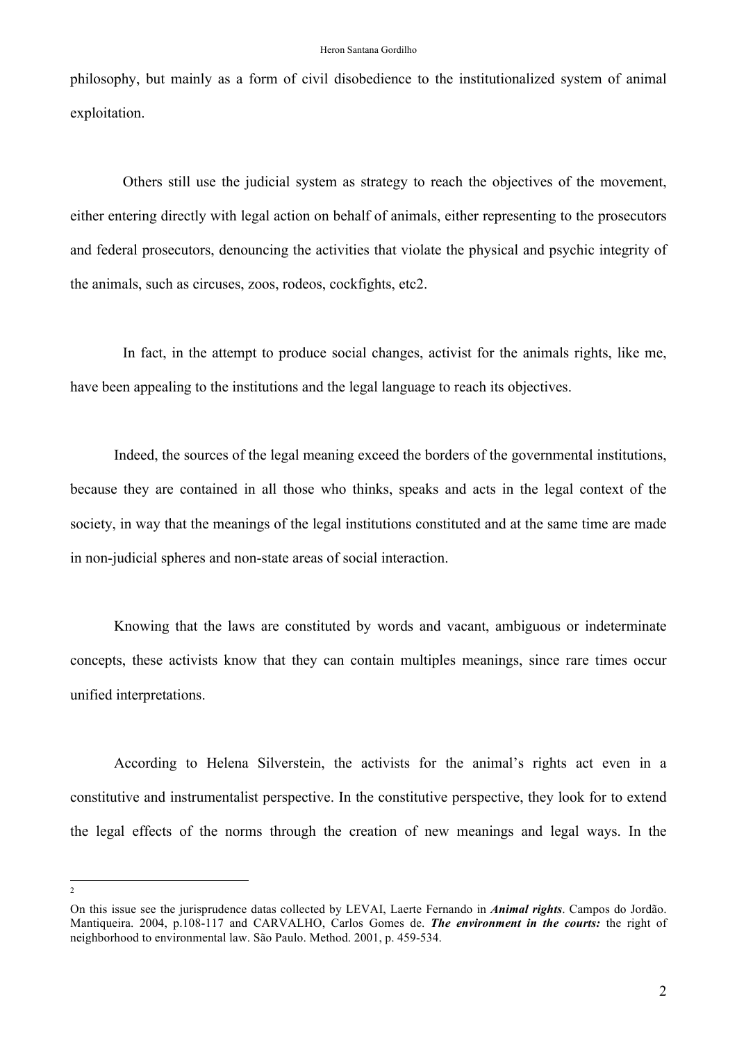philosophy, but mainly as a form of civil disobedience to the institutionalized system of animal exploitation.

Others still use the judicial system as strategy to reach the objectives of the movement, either entering directly with legal action on behalf of animals, either representing to the prosecutors and federal prosecutors, denouncing the activities that violate the physical and psychic integrity of the animals, such as circuses, zoos, rodeos, cockfights, etc[2].

In fact, in the attempt to produce social changes, activist for the animals rights, like me, have been appealing to the institutions and the legal language to reach its objectives.

Indeed, the sources of the legal meaning exceed the borders of the governmental institutions, because they are contained in all those who thinks, speaks and acts in the legal context of the society, in way that the meanings of the legal institutions constituted and at the same time are made in non-judicial spheres and non-state areas of social interaction.

Knowing that the laws are constituted by words and vacant, ambiguous or indeterminate concepts, these activists know that they can contain multiples meanings, since rare times occur unified interpretations.

According to Helena Silverstein, the activists for the animal's rights act even in a constitutive and instrumentalist perspective. In the constitutive perspective, they look for to extend the legal effects of the norms through the creation of new meanings and legal ways. In the

---

[2] On this issue see the jurisprudence datas collected by LEVAI, Laerte Fernando in ***Animal rights***. Campos do Jordão. Mantiqueira. 2004, p.108-117 and CARVALHO, Carlos Gomes de. ***The environment in the courts:*** the right of neighborhood to environmental law. São Paulo. Method. 2001, p. 459-534.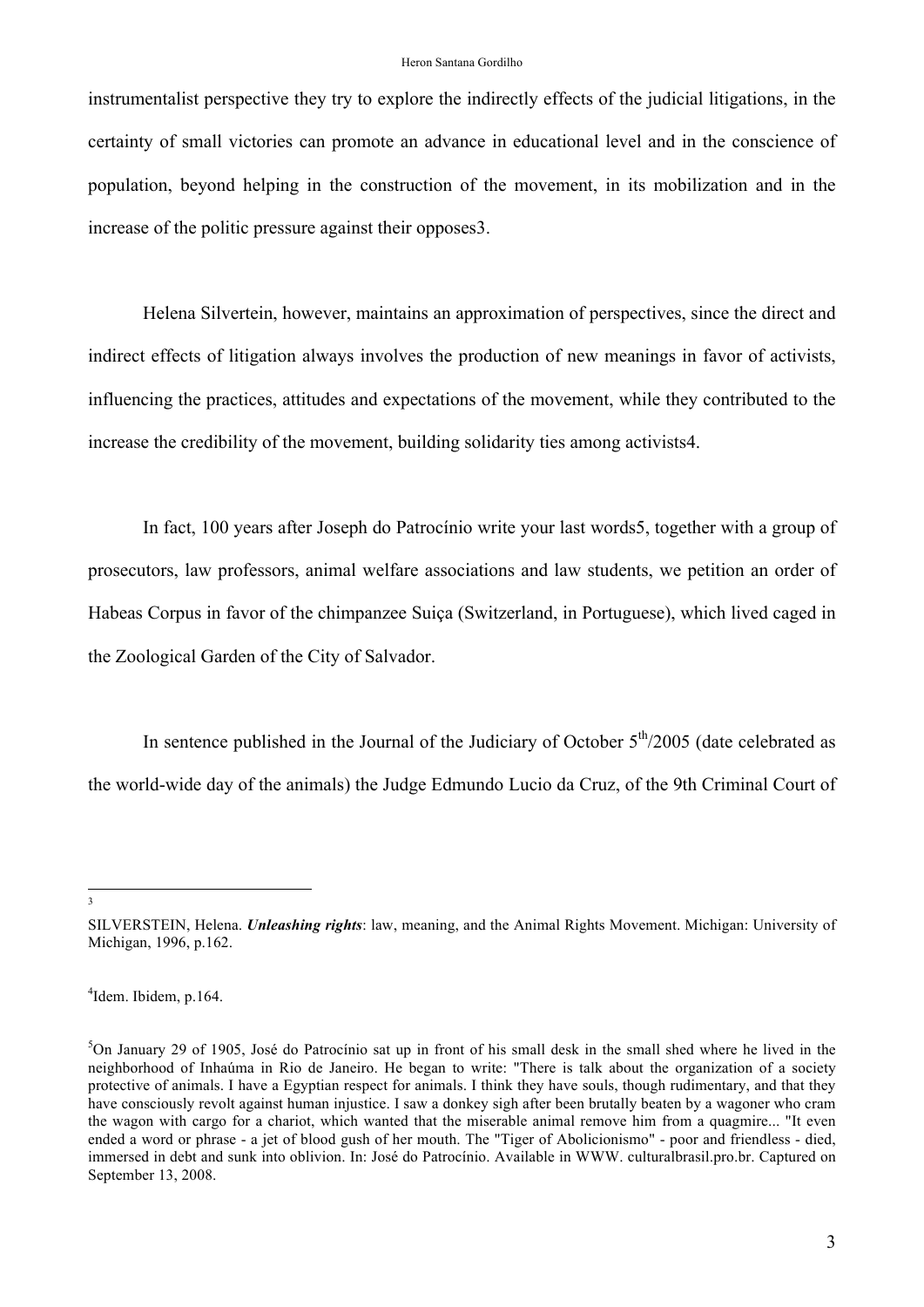instrumentalist perspective they try to explore the indirectly effects of the judicial litigations, in the certainty of small victories can promote an advance in educational level and in the conscience of population, beyond helping in the construction of the movement, in its mobilization and in the increase of the politic pressure against their opposes[3].

Helena Silvertein, however, maintains an approximation of perspectives, since the direct and indirect effects of litigation always involves the production of new meanings in favor of activists, influencing the practices, attitudes and expectations of the movement, while they contributed to the increase the credibility of the movement, building solidarity ties among activists[4].

In fact, 100 years after Joseph do Patrocínio write your last words[5], together with a group of prosecutors, law professors, animal welfare associations and law students, we petition an order of Habeas Corpus in favor of the chimpanzee Suiça (Switzerland, in Portuguese), which lived caged in the Zoological Garden of the City of Salvador.

In sentence published in the Journal of the Judiciary of October 5th/2005 (date celebrated as the world-wide day of the animals) the Judge Edmundo Lucio da Cruz, of the 9th Criminal Court of

---

[3] SILVERSTEIN, Helena. ***Unleashing rights***: law, meaning, and the Animal Rights Movement. Michigan: University of Michigan, 1996, p.162.

[4] Idem. Ibidem, p.164.

[5] On January 29 of 1905, José do Patrocínio sat up in front of his small desk in the small shed where he lived in the neighborhood of Inhaúma in Rio de Janeiro. He began to write: "There is talk about the organization of a society protective of animals. I have a Egyptian respect for animals. I think they have souls, though rudimentary, and that they have consciously revolt against human injustice. I saw a donkey sigh after been brutally beaten by a wagoner who cram the wagon with cargo for a chariot, which wanted that the miserable animal remove him from a quagmire... "It even ended a word or phrase - a jet of blood gush of her mouth. The "Tiger of Abolicionismo" - poor and friendless - died, immersed in debt and sunk into oblivion. In: José do Patrocínio. Available in WWW. culturalbrasil.pro.br. Captured on September 13, 2008.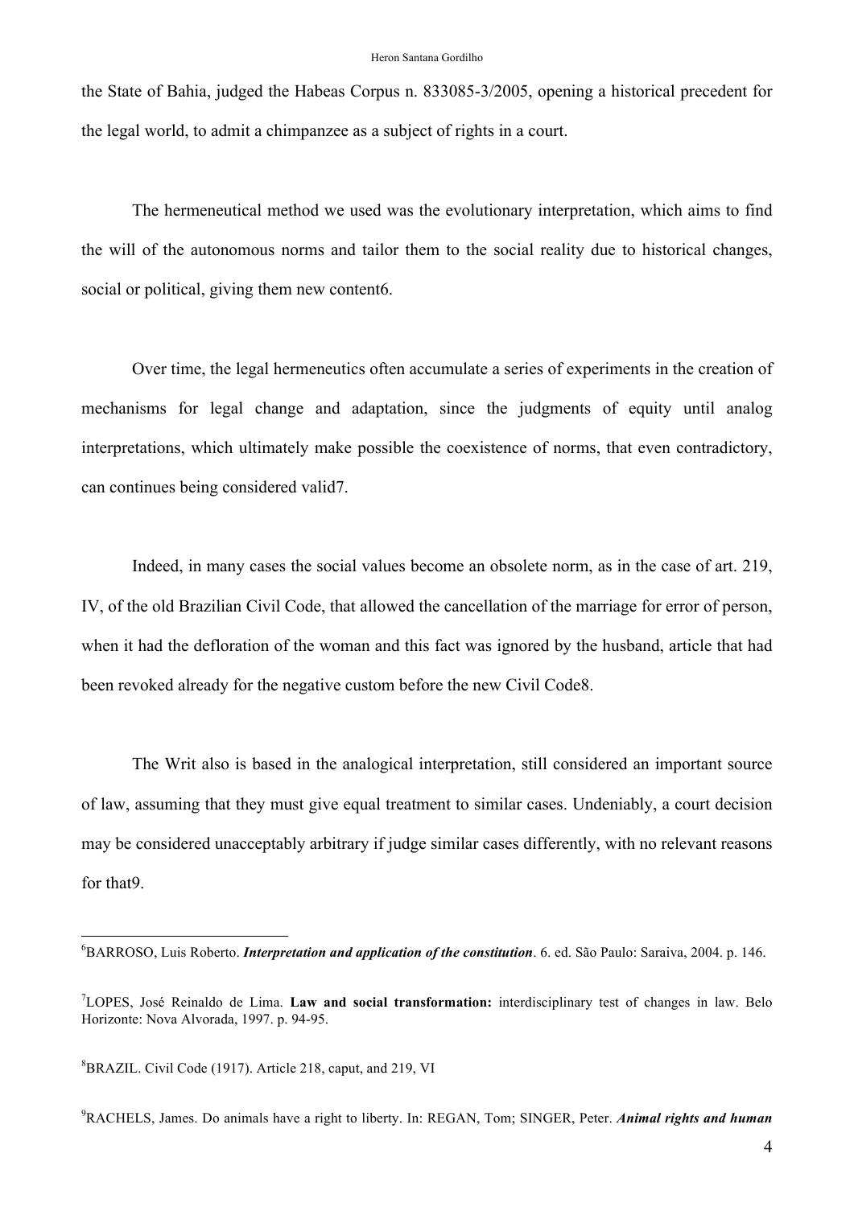the State of Bahia, judged the Habeas Corpus n. 833085-3/2005, opening a historical precedent for the legal world, to admit a chimpanzee as a subject of rights in a court.

The hermeneutical method we used was the evolutionary interpretation, which aims to find the will of the autonomous norms and tailor them to the social reality due to historical changes, social or political, giving them new content[6].

Over time, the legal hermeneutics often accumulate a series of experiments in the creation of mechanisms for legal change and adaptation, since the judgments of equity until analog interpretations, which ultimately make possible the coexistence of norms, that even contradictory, can continues being considered valid[7].

Indeed, in many cases the social values become an obsolete norm, as in the case of art. 219, IV, of the old Brazilian Civil Code, that allowed the cancellation of the marriage for error of person, when it had the defloration of the woman and this fact was ignored by the husband, article that had been revoked already for the negative custom before the new Civil Code[8].

The Writ also is based in the analogical interpretation, still considered an important source of law, assuming that they must give equal treatment to similar cases. Undeniably, a court decision may be considered unacceptably arbitrary if judge similar cases differently, with no relevant reasons for that[9].

---

[6] BARROSO, Luis Roberto. ***Interpretation and application of the constitution***. 6. ed. São Paulo: Saraiva, 2004. p. 146.

[7] LOPES, José Reinaldo de Lima. **Law and social transformation:** interdisciplinary test of changes in law. Belo Horizonte: Nova Alvorada, 1997. p. 94-95.

[8] BRAZIL. Civil Code (1917). Article 218, caput, and 219, VI

[9] RACHELS, James. Do animals have a right to liberty. In: REGAN, Tom; SINGER, Peter. ***Animal rights and human***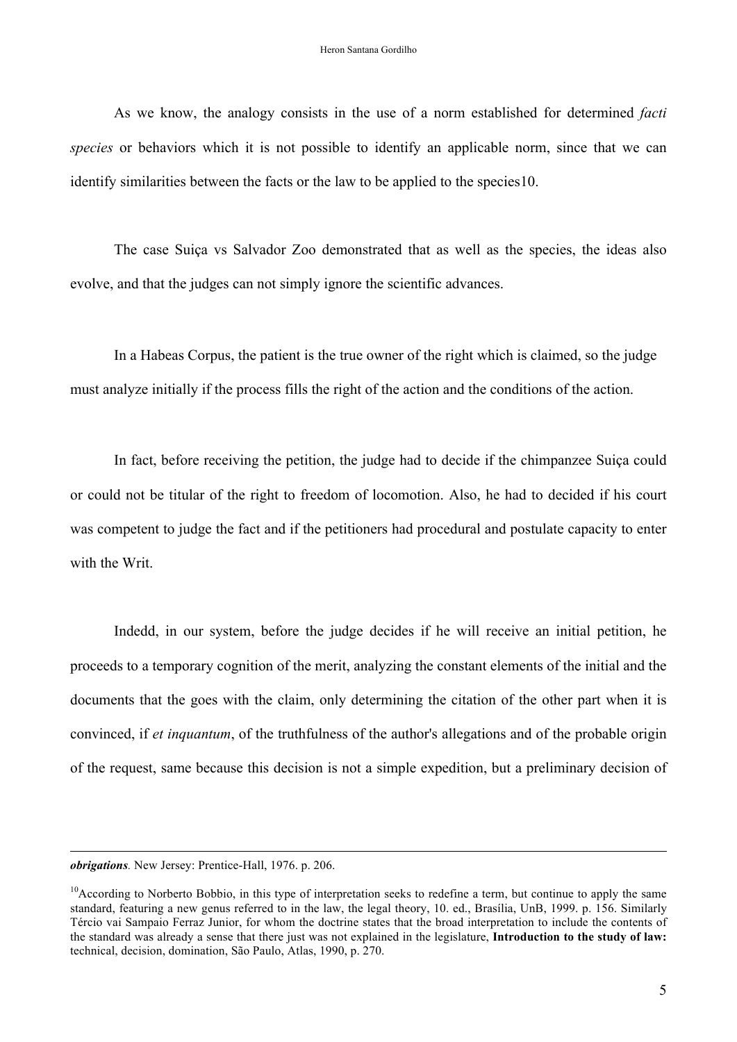As we know, the analogy consists in the use of a norm established for determined *facti species* or behaviors which it is not possible to identify an applicable norm, since that we can identify similarities between the facts or the law to be applied to the species10.

The case Suiça vs Salvador Zoo demonstrated that as well as the species, the ideas also evolve, and that the judges can not simply ignore the scientific advances.

In a Habeas Corpus, the patient is the true owner of the right which is claimed, so the judge must analyze initially if the process fills the right of the action and the conditions of the action.

In fact, before receiving the petition, the judge had to decide if the chimpanzee Suiça could or could not be titular of the right to freedom of locomotion. Also, he had to decided if his court was competent to judge the fact and if the petitioners had procedural and postulate capacity to enter with the Writ.

Indedd, in our system, before the judge decides if he will receive an initial petition, he proceeds to a temporary cognition of the merit, analyzing the constant elements of the initial and the documents that the goes with the claim, only determining the citation of the other part when it is convinced, if *et inquantum*, of the truthfulness of the author's allegations and of the probable origin of the request, same because this decision is not a simple expedition, but a preliminary decision of

---

***obrigations**.* New Jersey: Prentice-Hall, 1976. p. 206.

[10]According to Norberto Bobbio, in this type of interpretation seeks to redefine a term, but continue to apply the same standard, featuring a new genus referred to in the law, the legal theory, 10. ed., Brasília, UnB, 1999. p. 156. Similarly Tércio vai Sampaio Ferraz Junior, for whom the doctrine states that the broad interpretation to include the contents of the standard was already a sense that there just was not explained in the legislature, **Introduction to the study of law:** technical, decision, domination, São Paulo, Atlas, 1990, p. 270.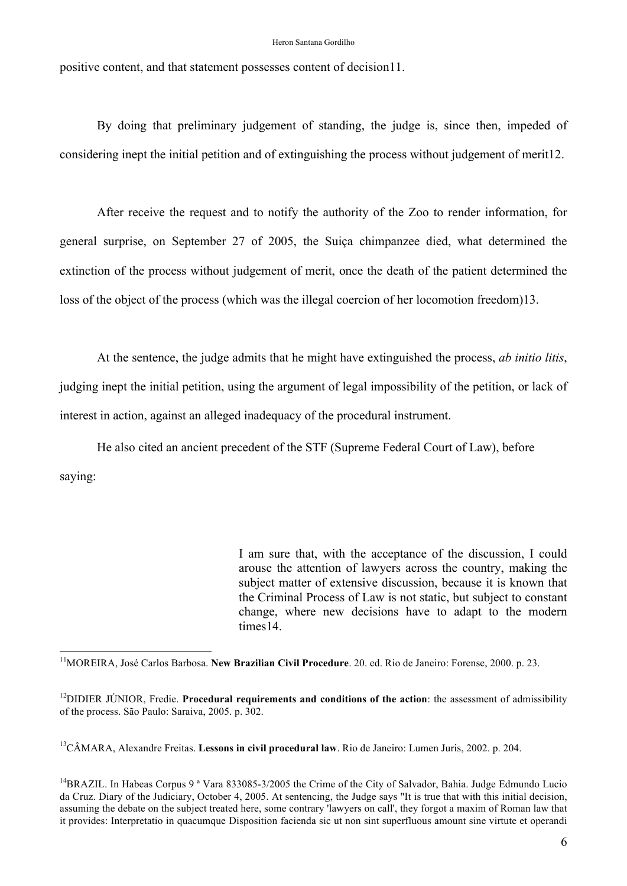positive content, and that statement possesses content of decision[11].

By doing that preliminary judgement of standing, the judge is, since then, impeded of considering inept the initial petition and of extinguishing the process without judgement of merit[12].

After receive the request and to notify the authority of the Zoo to render information, for general surprise, on September 27 of 2005, the Suiça chimpanzee died, what determined the extinction of the process without judgement of merit, once the death of the patient determined the loss of the object of the process (which was the illegal coercion of her locomotion freedom)[13].

At the sentence, the judge admits that he might have extinguished the process, *ab initio litis*, judging inept the initial petition, using the argument of legal impossibility of the petition, or lack of interest in action, against an alleged inadequacy of the procedural instrument.

He also cited an ancient precedent of the STF (Supreme Federal Court of Law), before saying:

> I am sure that, with the acceptance of the discussion, I could arouse the attention of lawyers across the country, making the subject matter of extensive discussion, because it is known that the Criminal Process of Law is not static, but subject to constant change, where new decisions have to adapt to the modern times[14].

---

[11] MOREIRA, José Carlos Barbosa. **New Brazilian Civil Procedure**. 20. ed. Rio de Janeiro: Forense, 2000. p. 23.

[12] DIDIER JÚNIOR, Fredie. **Procedural requirements and conditions of the action**: the assessment of admissibility of the process. São Paulo: Saraiva, 2005. p. 302.

[13] CÂMARA, Alexandre Freitas. **Lessons in civil procedural law**. Rio de Janeiro: Lumen Juris, 2002. p. 204.

[14] BRAZIL. In Habeas Corpus 9 ª Vara 833085-3/2005 the Crime of the City of Salvador, Bahia. Judge Edmundo Lucio da Cruz. Diary of the Judiciary, October 4, 2005. At sentencing, the Judge says "It is true that with this initial decision, assuming the debate on the subject treated here, some contrary 'lawyers on call', they forgot a maxim of Roman law that it provides: Interpretatio in quacumque Disposition facienda sic ut non sint superfluous amount sine virtute et operandi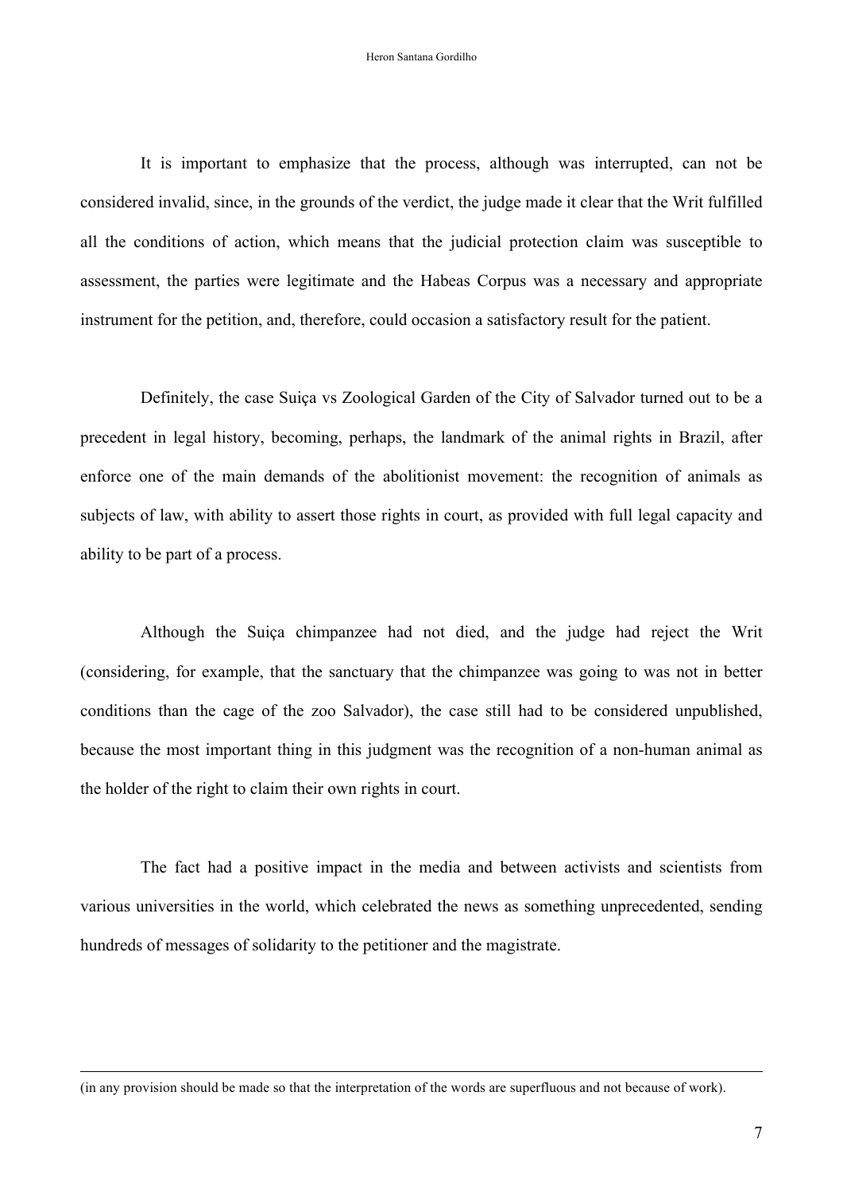It is important to emphasize that the process, although was interrupted, can not be considered invalid, since, in the grounds of the verdict, the judge made it clear that the Writ fulfilled all the conditions of action, which means that the judicial protection claim was susceptible to assessment, the parties were legitimate and the Habeas Corpus was a necessary and appropriate instrument for the petition, and, therefore, could occasion a satisfactory result for the patient.

Definitely, the case Suiça vs Zoological Garden of the City of Salvador turned out to be a precedent in legal history, becoming, perhaps, the landmark of the animal rights in Brazil, after enforce one of the main demands of the abolitionist movement: the recognition of animals as subjects of law, with ability to assert those rights in court, as provided with full legal capacity and ability to be part of a process.

Although the Suiça chimpanzee had not died, and the judge had reject the Writ (considering, for example, that the sanctuary that the chimpanzee was going to was not in better conditions than the cage of the zoo Salvador), the case still had to be considered unpublished, because the most important thing in this judgment was the recognition of a non-human animal as the holder of the right to claim their own rights in court.

The fact had a positive impact in the media and between activists and scientists from various universities in the world, which celebrated the news as something unprecedented, sending hundreds of messages of solidarity to the petitioner and the magistrate.

---

(in any provision should be made so that the interpretation of the words are superfluous and not because of work).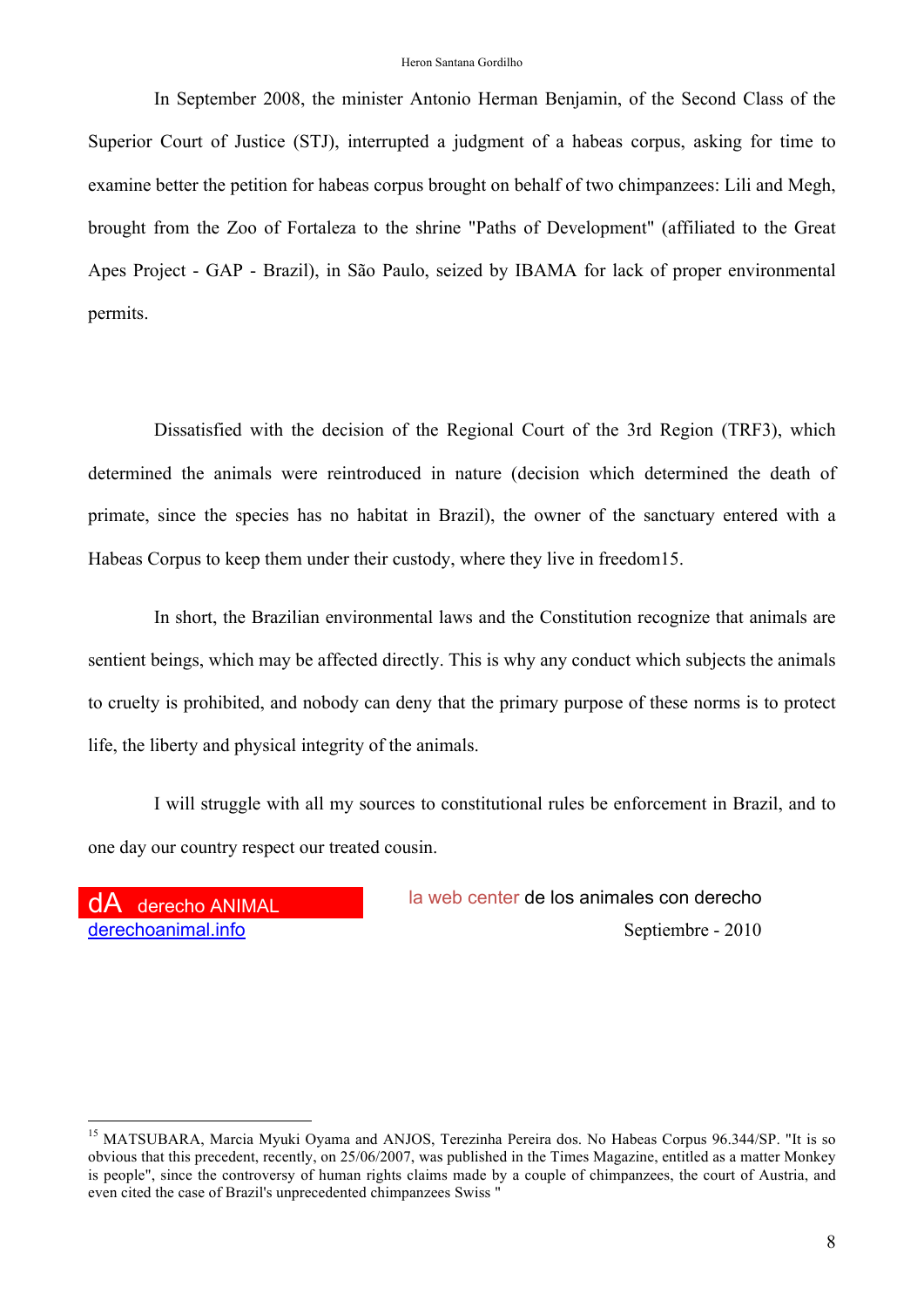In September 2008, the minister Antonio Herman Benjamin, of the Second Class of the Superior Court of Justice (STJ), interrupted a judgment of a habeas corpus, asking for time to examine better the petition for habeas corpus brought on behalf of two chimpanzees: Lili and Megh, brought from the Zoo of Fortaleza to the shrine "Paths of Development" (affiliated to the Great Apes Project - GAP - Brazil), in São Paulo, seized by IBAMA for lack of proper environmental permits.

Dissatisfied with the decision of the Regional Court of the 3rd Region (TRF3), which determined the animals were reintroduced in nature (decision which determined the death of primate, since the species has no habitat in Brazil), the owner of the sanctuary entered with a Habeas Corpus to keep them under their custody, where they live in freedom[15].

In short, the Brazilian environmental laws and the Constitution recognize that animals are sentient beings, which may be affected directly. This is why any conduct which subjects the animals to cruelty is prohibited, and nobody can deny that the primary purpose of these norms is to protect life, the liberty and physical integrity of the animals.

I will struggle with all my sources to constitutional rules be enforcement in Brazil, and to one day our country respect our treated cousin.

dA derecho ANIMAL
derechoanimal.info

la web center de los animales con derecho
Septiembre - 2010

[15] MATSUBARA, Marcia Myuki Oyama and ANJOS, Terezinha Pereira dos. No Habeas Corpus 96.344/SP. "It is so obvious that this precedent, recently, on 25/06/2007, was published in the Times Magazine, entitled as a matter Monkey is people", since the controversy of human rights claims made by a couple of chimpanzees, the court of Austria, and even cited the case of Brazil's unprecedented chimpanzees Swiss "